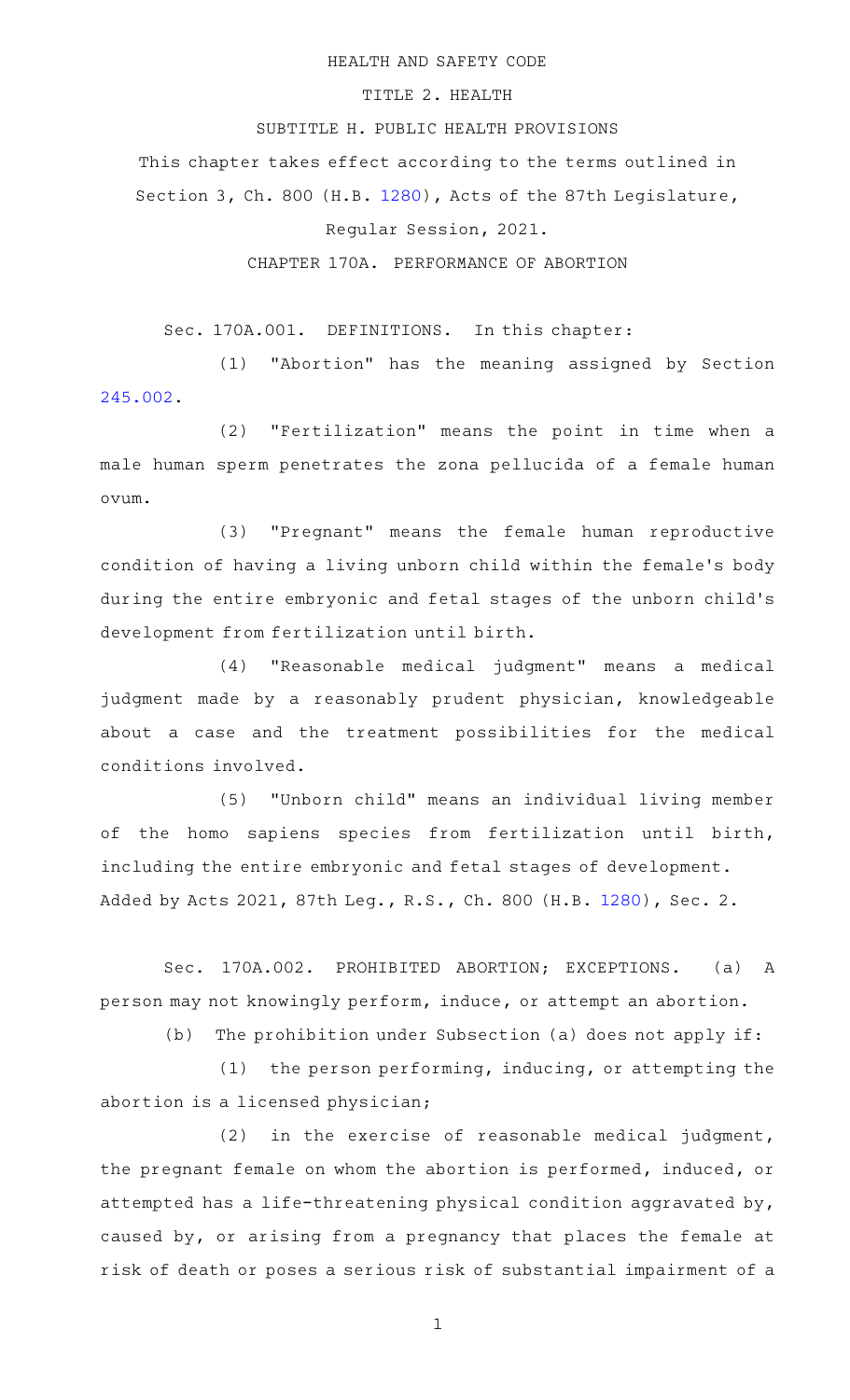HEALTH AND SAFETY CODE

TITLE 2. HEALTH

SUBTITLE H. PUBLIC HEALTH PROVISIONS

This chapter takes effect according to the terms outlined in Section 3, Ch. 800 (H.B. 1280), Acts of the 87th Legislature, Regular Session, 2021.

CHAPTER 170A. PERFORMANCE OF ABORTION

Sec. 170A.001. DEFINITIONS. In this chapter:

(1) "Abortion" has the meaning assigned by Section 245.002.

(2) "Fertilization" means the point in time when a male human sperm penetrates the zona pellucida of a female human ovum.

(3) "Pregnant" means the female human reproductive condition of having a living unborn child within the female's body during the entire embryonic and fetal stages of the unborn child's development from fertilization until birth.

(4) "Reasonable medical judgment" means a medical judgment made by a reasonably prudent physician, knowledgeable about a case and the treatment possibilities for the medical conditions involved.

(5) "Unborn child" means an individual living member of the homo sapiens species from fertilization until birth, including the entire embryonic and fetal stages of development.

Added by Acts 2021, 87th Leg., R.S., Ch. 800 (H.B. 1280), Sec. 2.

Sec. 170A.002. PROHIBITED ABORTION; EXCEPTIONS. (a) A person may not knowingly perform, induce, or attempt an abortion.

(b) The prohibition under Subsection (a) does not apply if:

(1) the person performing, inducing, or attempting the abortion is a licensed physician;

(2) in the exercise of reasonable medical judgment, the pregnant female on whom the abortion is performed, induced, or attempted has a life-threatening physical condition aggravated by, caused by, or arising from a pregnancy that places the female at risk of death or poses a serious risk of substantial impairment of a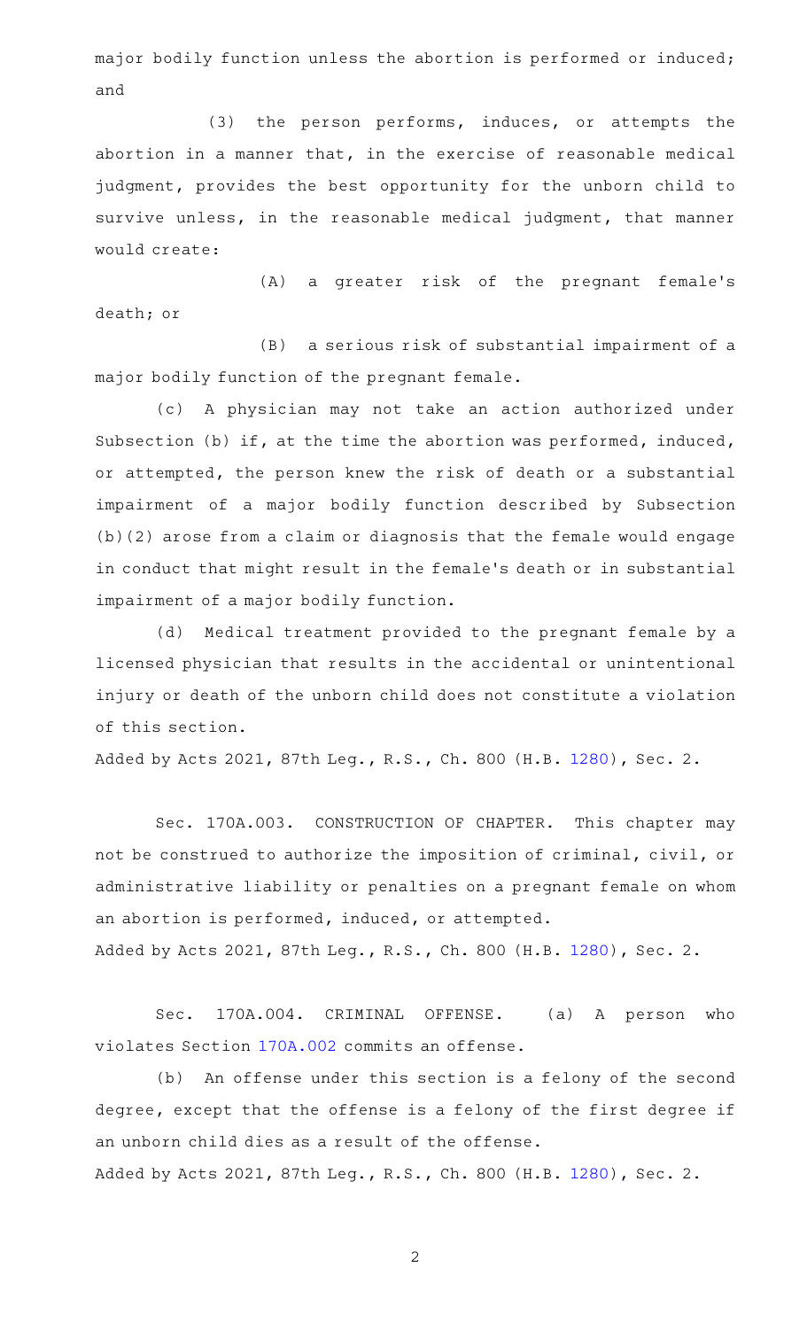major bodily function unless the abortion is performed or induced; and

(3) the person performs, induces, or attempts the abortion in a manner that, in the exercise of reasonable medical judgment, provides the best opportunity for the unborn child to survive unless, in the reasonable medical judgment, that manner would create:

(A) a greater risk of the pregnant female's death; or

(B) a serious risk of substantial impairment of a major bodily function of the pregnant female.

(c) A physician may not take an action authorized under Subsection (b) if, at the time the abortion was performed, induced, or attempted, the person knew the risk of death or a substantial impairment of a major bodily function described by Subsection (b)(2) arose from a claim or diagnosis that the female would engage in conduct that might result in the female's death or in substantial impairment of a major bodily function.

(d) Medical treatment provided to the pregnant female by a licensed physician that results in the accidental or unintentional injury or death of the unborn child does not constitute a violation of this section.

Added by Acts 2021, 87th Leg., R.S., Ch. 800 (H.B. 1280), Sec. 2.

Sec. 170A.003. CONSTRUCTION OF CHAPTER. This chapter may not be construed to authorize the imposition of criminal, civil, or administrative liability or penalties on a pregnant female on whom an abortion is performed, induced, or attempted.

Added by Acts 2021, 87th Leg., R.S., Ch. 800 (H.B. 1280), Sec. 2.

Sec. 170A.004. CRIMINAL OFFENSE. (a) A person who violates Section 170A.002 commits an offense.

(b) An offense under this section is a felony of the second degree, except that the offense is a felony of the first degree if an unborn child dies as a result of the offense.

Added by Acts 2021, 87th Leg., R.S., Ch. 800 (H.B. 1280), Sec. 2.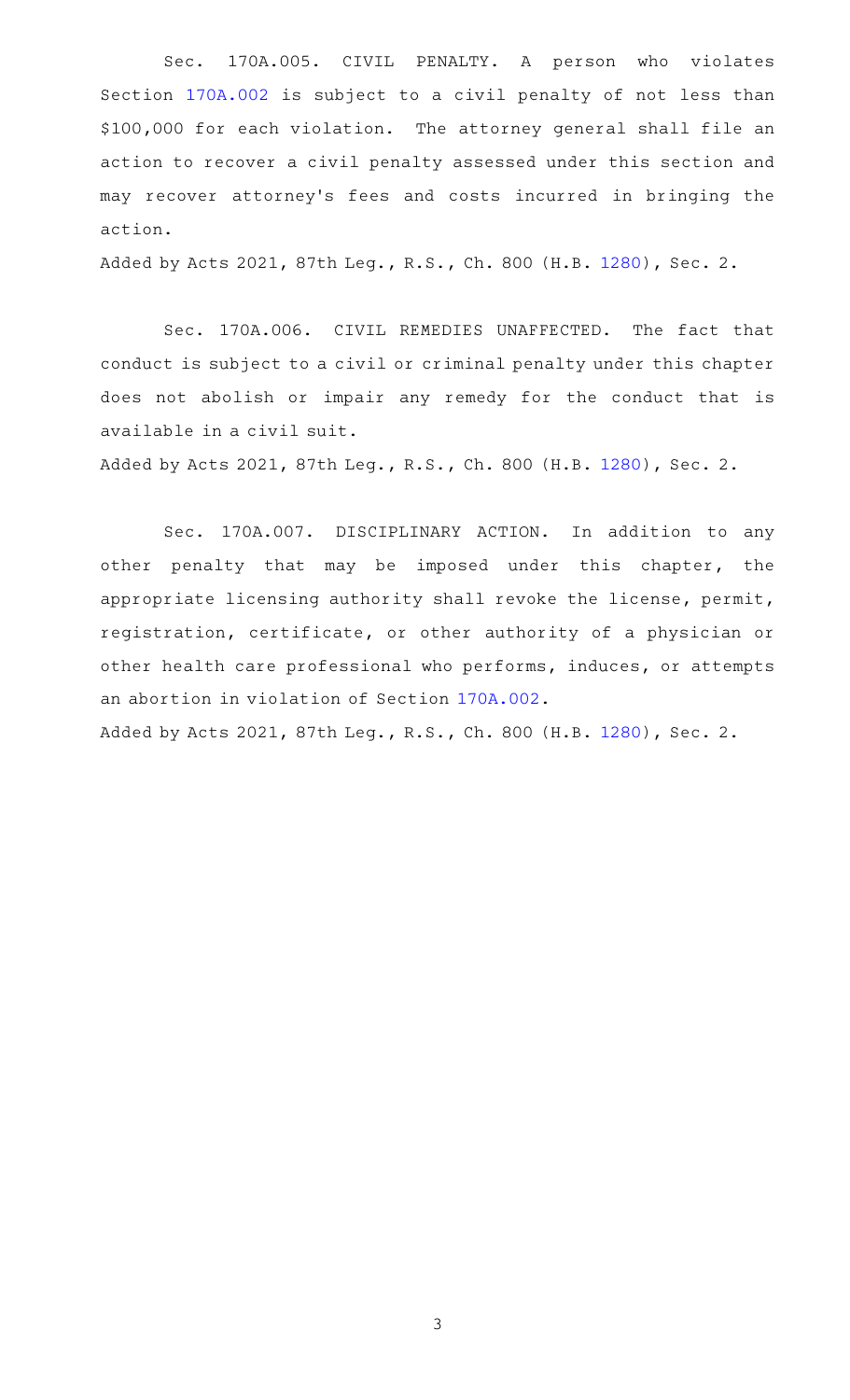Sec. 170A.005. CIVIL PENALTY. A person who violates Section 170A.002 is subject to a civil penalty of not less than $100,000 for each violation. The attorney general shall file an action to recover a civil penalty assessed under this section and may recover attorney's fees and costs incurred in bringing the action.

Added by Acts 2021, 87th Leg., R.S., Ch. 800 (H.B. 1280), Sec. 2.

Sec. 170A.006. CIVIL REMEDIES UNAFFECTED. The fact that conduct is subject to a civil or criminal penalty under this chapter does not abolish or impair any remedy for the conduct that is available in a civil suit.

Added by Acts 2021, 87th Leg., R.S., Ch. 800 (H.B. 1280), Sec. 2.

Sec. 170A.007. DISCIPLINARY ACTION. In addition to any other penalty that may be imposed under this chapter, the appropriate licensing authority shall revoke the license, permit, registration, certificate, or other authority of a physician or other health care professional who performs, induces, or attempts an abortion in violation of Section 170A.002.

Added by Acts 2021, 87th Leg., R.S., Ch. 800 (H.B. 1280), Sec. 2.